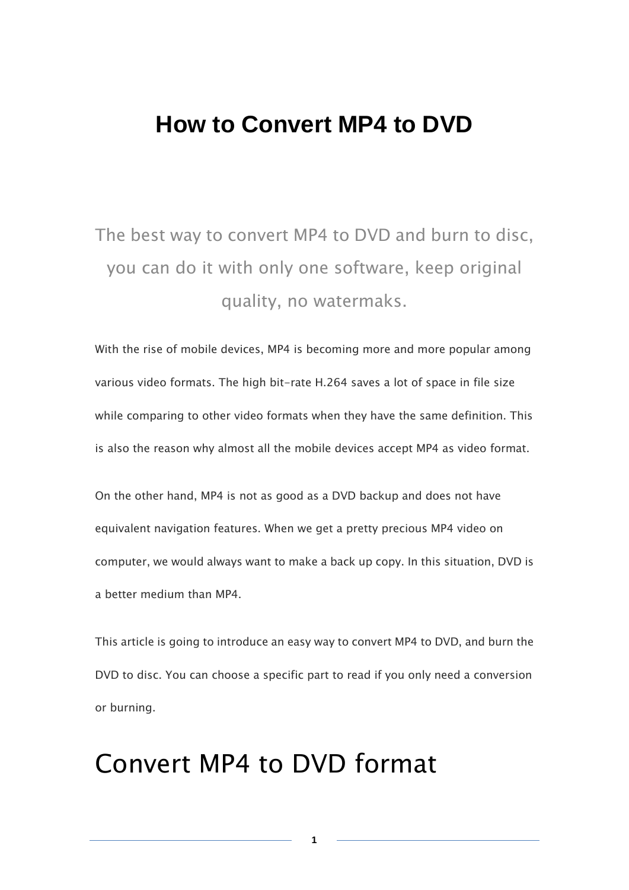# How to Convert MP4 to DVD

The best way to convert MP4 to DVD and burn to disc, you can do it with only one software, keep original quality, no watermaks.

With the rise of mobile devices, MP4 is becoming more and more popular among various video formats. The high bit-rate H.264 saves a lot of space in file size while comparing to other video formats when they have the same definition. This is also the reason why almost all the mobile devices accept MP4 as video format.

On the other hand, MP4 is not as good as a DVD backup and does not have equivalent navigation features. When we get a pretty precious MP4 video on computer, we would always want to make a back up copy. In this situation, DVD is a better medium than MP4.

This article is going to introduce an easy way to convert MP4 to DVD, and burn the DVD to disc. You can choose a specific part to read if you only need a conversion or burning.

## Convert MP4 to DVD format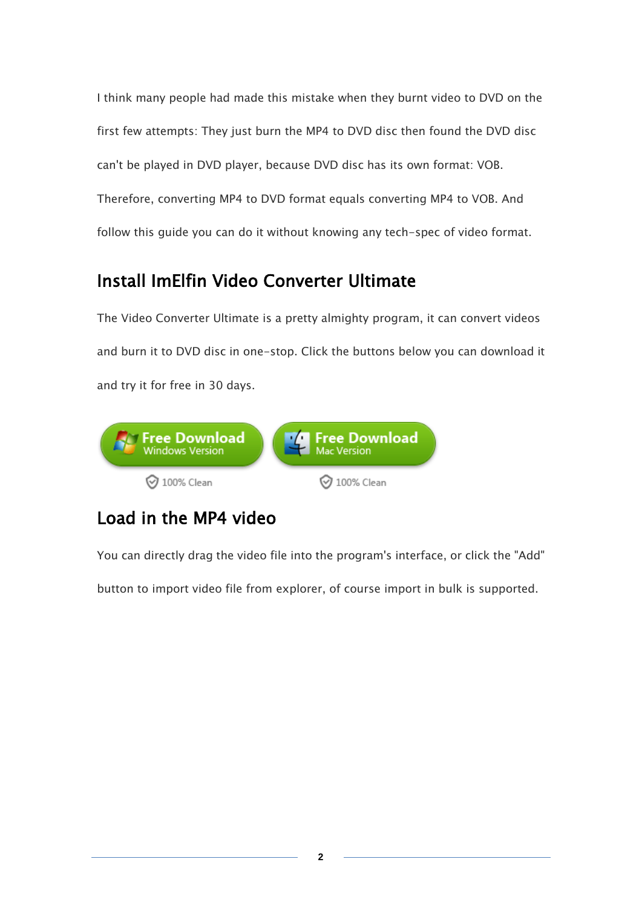I think many people had made this mistake when they burnt video to DVD on the first few attempts: They just burn the MP4 to DVD disc then found the DVD disc can't be played in DVD player, because DVD disc has its own format: VOB. Therefore, converting MP4 to DVD format equals converting MP4 to VOB. And follow this guide you can do it without knowing any tech-spec of video format.

## Install ImElfin Video Converter Ultimate

The Video Converter Ultimate is a pretty almighty program, it can convert videos and burn it to DVD disc in one-stop. Click the buttons below you can download it and try it for free in 30 days.

Free Download Windows Version

100% Clean

Free Download Mac Version

100% Clean

## Load in the MP4 video

You can directly drag the video file into the program's interface, or click the "Add" button to import video file from explorer, of course import in bulk is supported.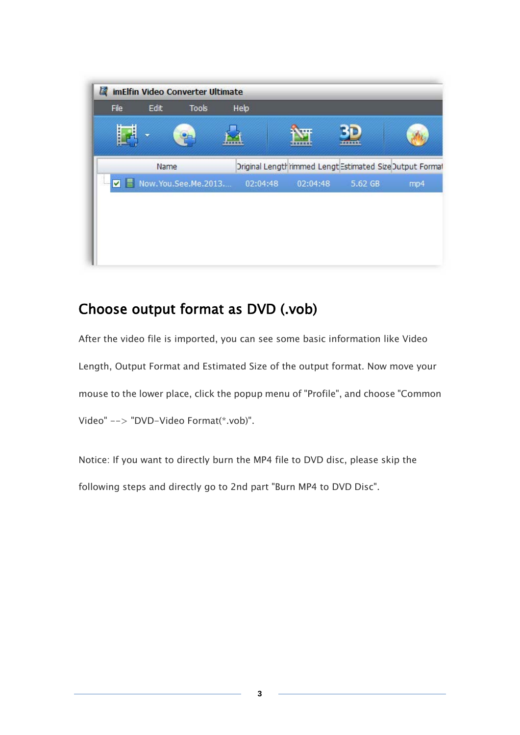## Choose output format as DVD (.vob)

After the video file is imported, you can see some basic information like Video Length, Output Format and Estimated Size of the output format. Now move your mouse to the lower place, click the popup menu of "Profile", and choose "Common Video" --> "DVD-Video Format(*.vob)".

Notice: If you want to directly burn the MP4 file to DVD disc, please skip the following steps and directly go to 2nd part "Burn MP4 to DVD Disc".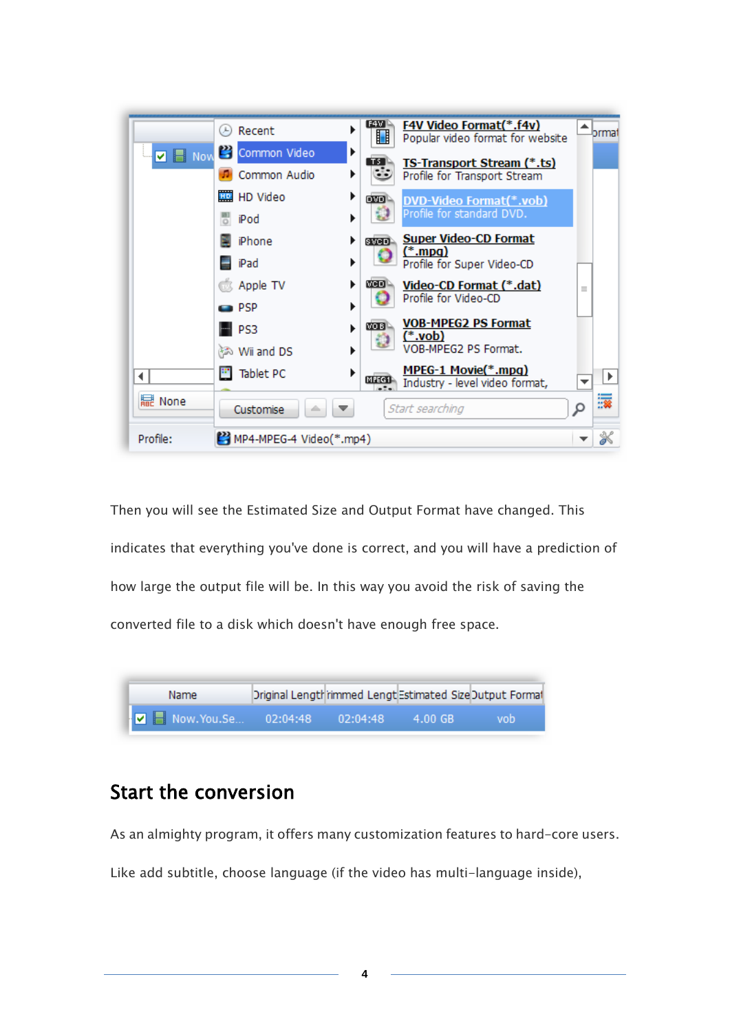Then you will see the Estimated Size and Output Format have changed. This indicates that everything you've done is correct, and you will have a prediction of how large the output file will be. In this way you avoid the risk of saving the converted file to a disk which doesn't have enough free space.

## Start the conversion

As an almighty program, it offers many customization features to hard-core users. Like add subtitle, choose language (if the video has multi-language inside),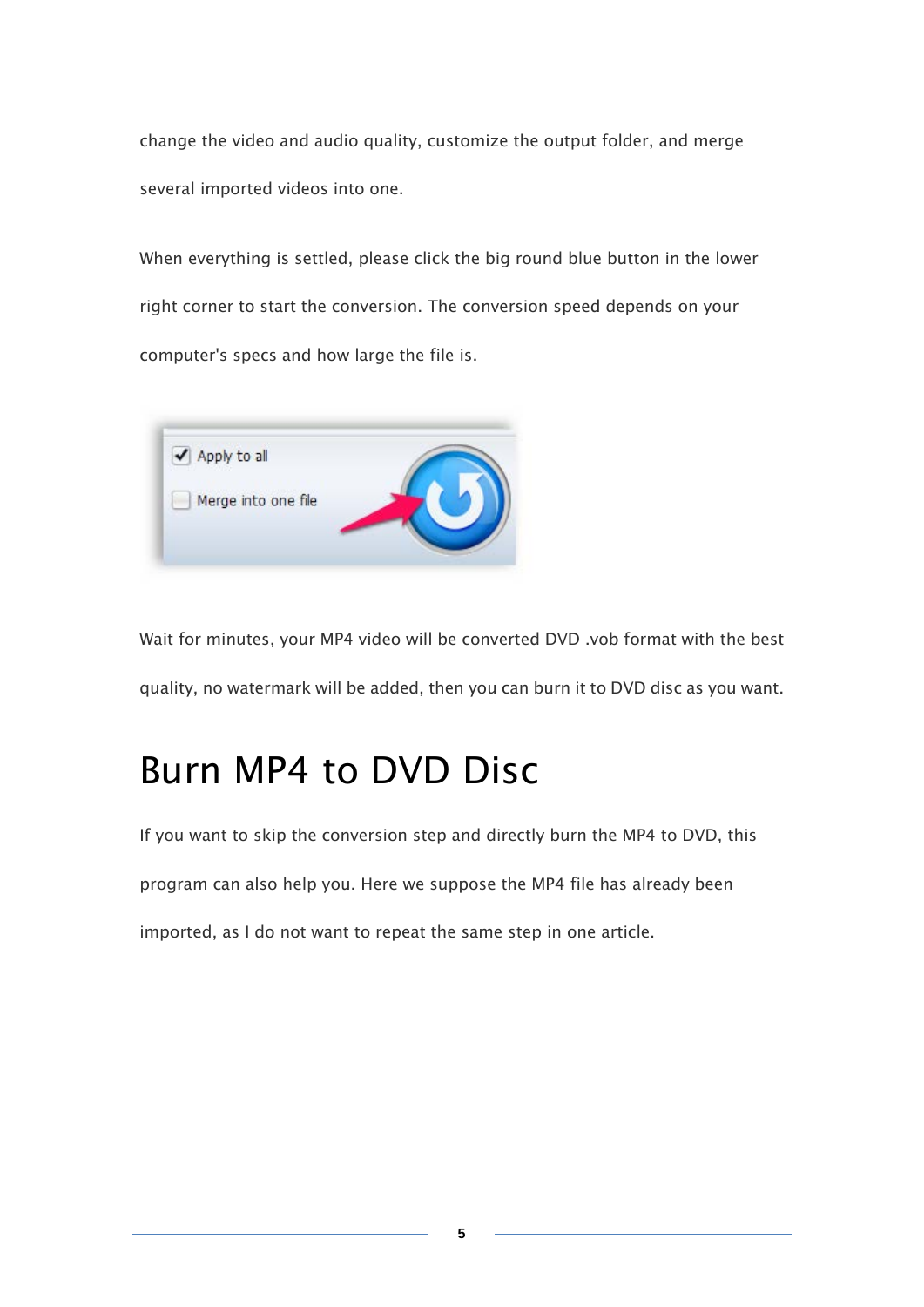change the video and audio quality, customize the output folder, and merge several imported videos into one.

When everything is settled, please click the big round blue button in the lower right corner to start the conversion. The conversion speed depends on your computer's specs and how large the file is.

Wait for minutes, your MP4 video will be converted DVD .vob format with the best quality, no watermark will be added, then you can burn it to DVD disc as you want.

# Burn MP4 to DVD Disc

If you want to skip the conversion step and directly burn the MP4 to DVD, this program can also help you. Here we suppose the MP4 file has already been imported, as I do not want to repeat the same step in one article.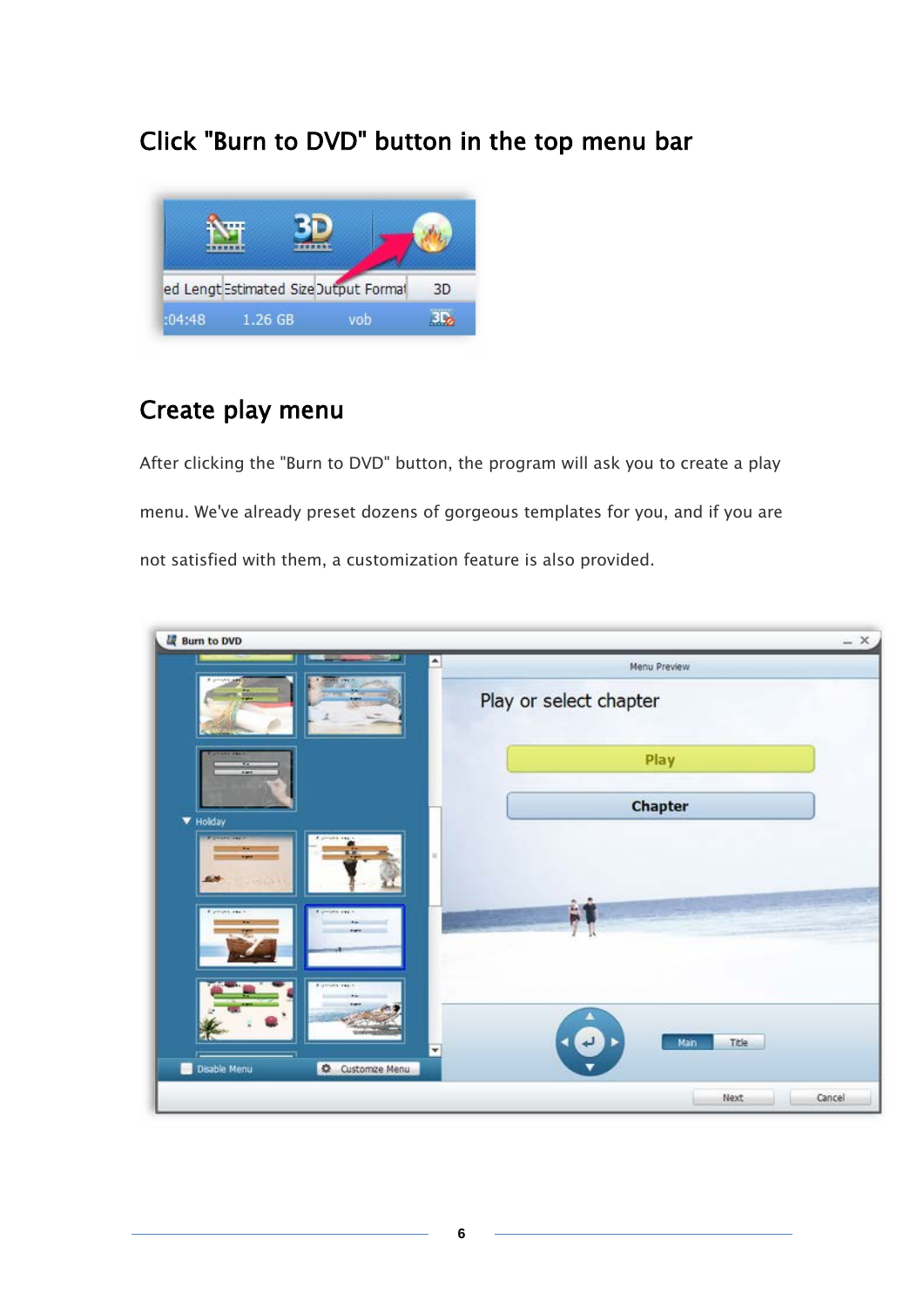## Click "Burn to DVD" button in the top menu bar

## Create play menu

After clicking the "Burn to DVD" button, the program will ask you to create a play menu. We've already preset dozens of gorgeous templates for you, and if you are not satisfied with them, a customization feature is also provided.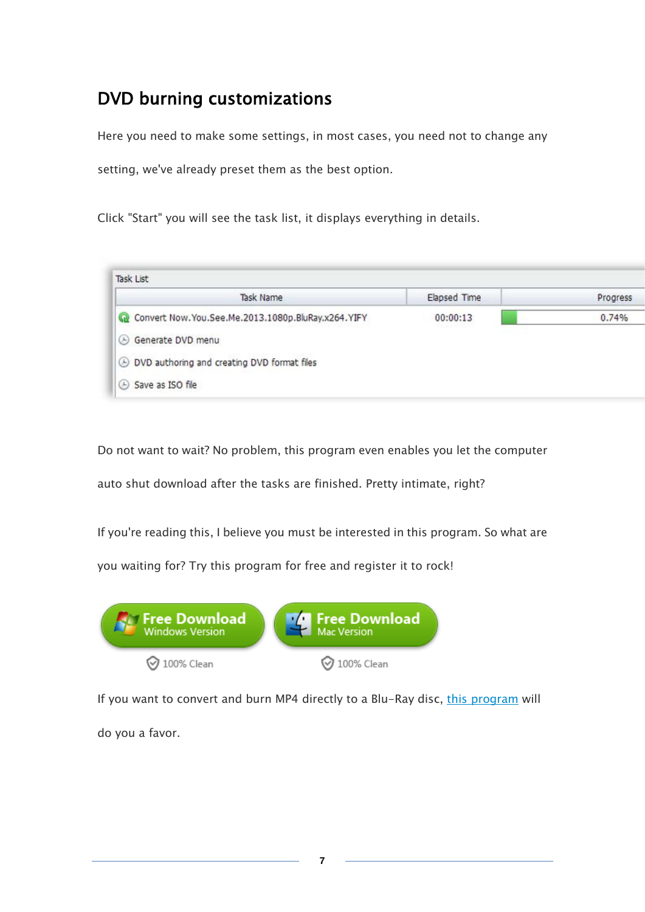## DVD burning customizations

Here you need to make some settings, in most cases, you need not to change any setting, we've already preset them as the best option.

Click "Start" you will see the task list, it displays everything in details.

Task List

| Task Name | Elapsed Time | Progress |
|---|---|---|
| Convert Now.You.See.Me.2013.1080p.BluRay.x264.YIFY | 00:00:13 | 0.74% |
| Generate DVD menu | | |
| DVD authoring and creating DVD format files | | |
| Save as ISO file | | |

Do not want to wait? No problem, this program even enables you let the computer auto shut download after the tasks are finished. Pretty intimate, right?

If you're reading this, I believe you must be interested in this program. So what are you waiting for? Try this program for free and register it to rock!

Free Download Windows Version — 100% Clean

Free Download Mac Version — 100% Clean

If you want to convert and burn MP4 directly to a Blu-Ray disc, this program will do you a favor.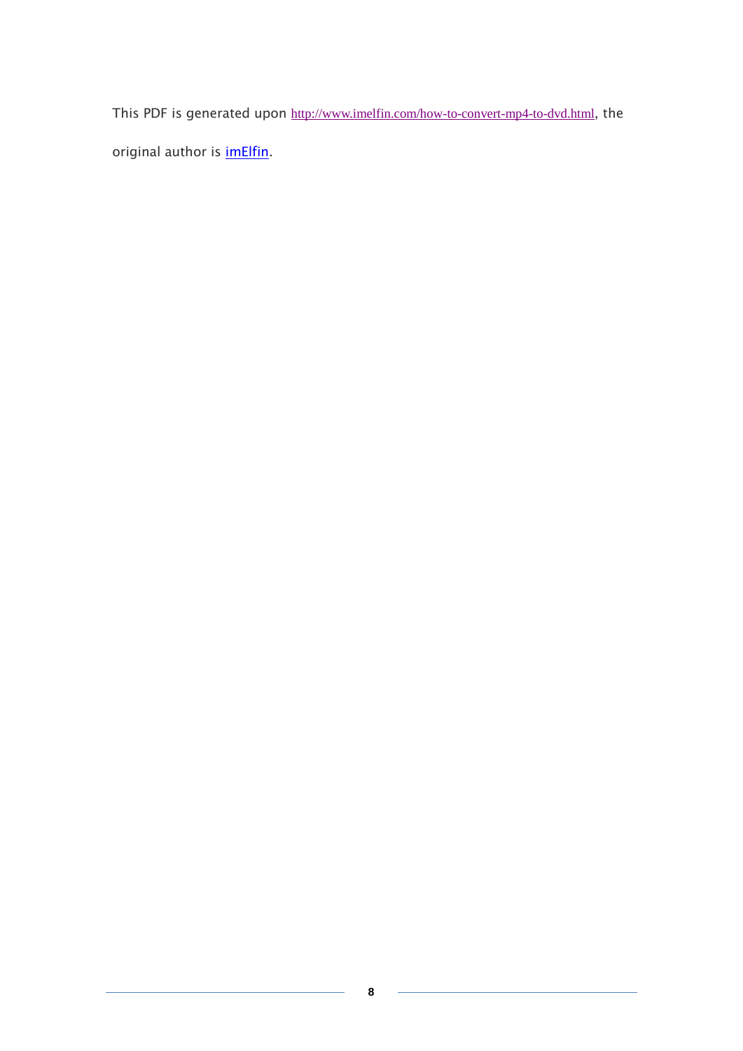This PDF is generated upon http://www.imelfin.com/how-to-convert-mp4-to-dvd.html, the original author is imElfin.